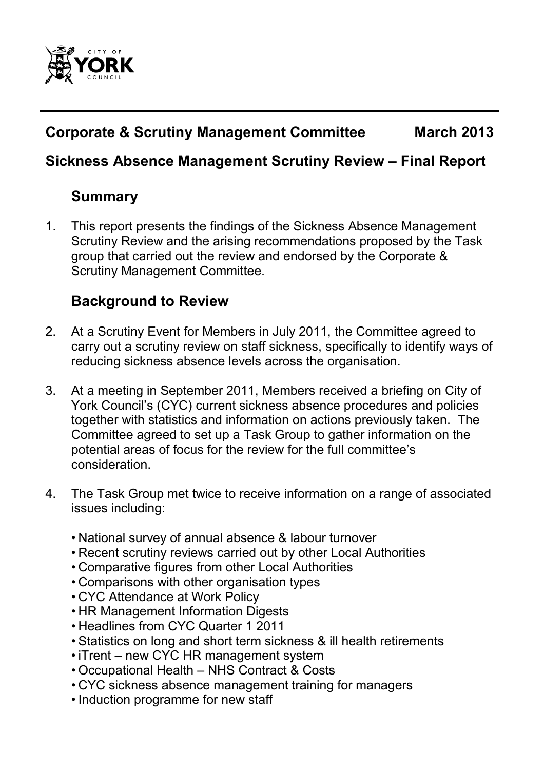CITY OF YORK COUNCIL

**Corporate & Scrutiny Management Committee March 2013**

## Sickness Absence Management Scrutiny Review – Final Report

### Summary

1. This report presents the findings of the Sickness Absence Management Scrutiny Review and the arising recommendations proposed by the Task group that carried out the review and endorsed by the Corporate & Scrutiny Management Committee.

### Background to Review

2. At a Scrutiny Event for Members in July 2011, the Committee agreed to carry out a scrutiny review on staff sickness, specifically to identify ways of reducing sickness absence levels across the organisation.

3. At a meeting in September 2011, Members received a briefing on City of York Council's (CYC) current sickness absence procedures and policies together with statistics and information on actions previously taken. The Committee agreed to set up a Task Group to gather information on the potential areas of focus for the review for the full committee's consideration.

4. The Task Group met twice to receive information on a range of associated issues including:

   - National survey of annual absence & labour turnover
   - Recent scrutiny reviews carried out by other Local Authorities
   - Comparative figures from other Local Authorities
   - Comparisons with other organisation types
   - CYC Attendance at Work Policy
   - HR Management Information Digests
   - Headlines from CYC Quarter 1 2011
   - Statistics on long and short term sickness & ill health retirements
   - iTrent – new CYC HR management system
   - Occupational Health – NHS Contract & Costs
   - CYC sickness absence management training for managers
   - Induction programme for new staff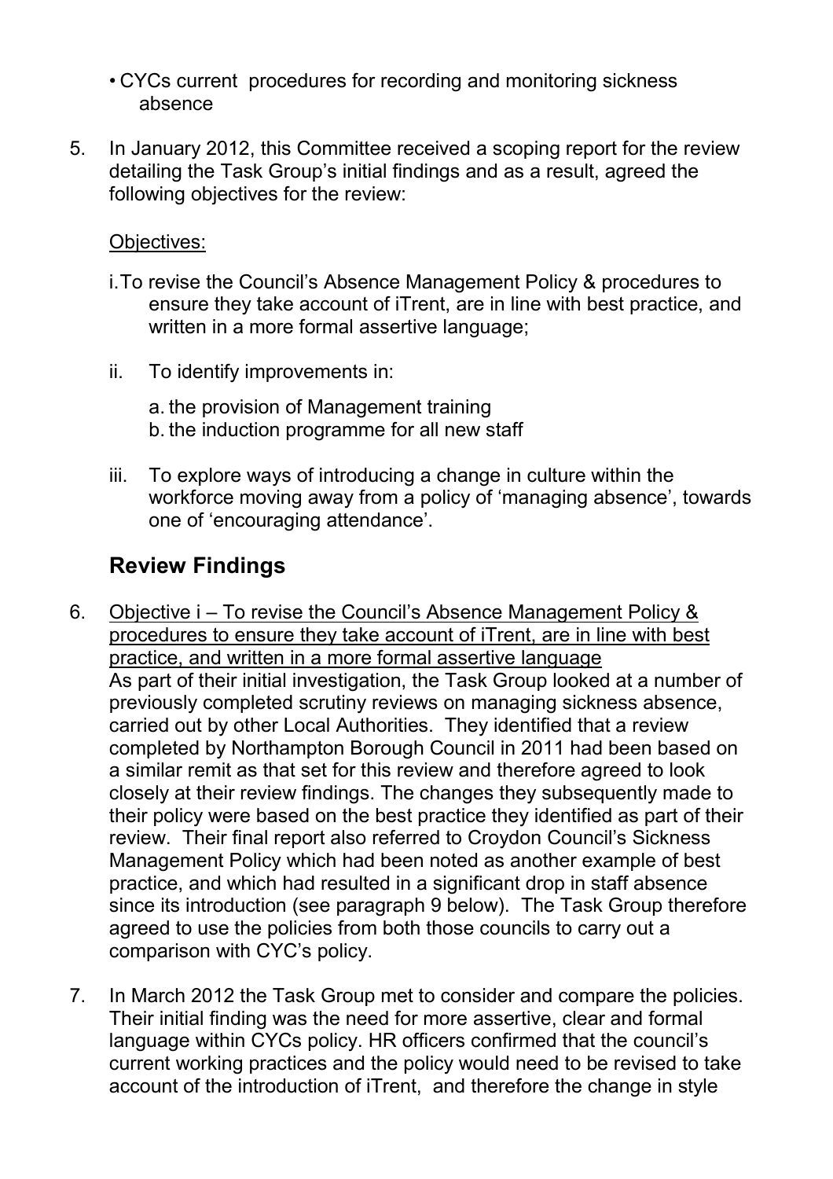- CYCs current procedures for recording and monitoring sickness absence

5. In January 2012, this Committee received a scoping report for the review detailing the Task Group's initial findings and as a result, agreed the following objectives for the review:

   Objectives:

   i. To revise the Council's Absence Management Policy & procedures to ensure they take account of iTrent, are in line with best practice, and written in a more formal assertive language;

   ii. To identify improvements in:

      a. the provision of Management training
      b. the induction programme for all new staff

   iii. To explore ways of introducing a change in culture within the workforce moving away from a policy of 'managing absence', towards one of 'encouraging attendance'.

## Review Findings

6. Objective i – To revise the Council's Absence Management Policy & procedures to ensure they take account of iTrent, are in line with best practice, and written in a more formal assertive language
   As part of their initial investigation, the Task Group looked at a number of previously completed scrutiny reviews on managing sickness absence, carried out by other Local Authorities. They identified that a review completed by Northampton Borough Council in 2011 had been based on a similar remit as that set for this review and therefore agreed to look closely at their review findings. The changes they subsequently made to their policy were based on the best practice they identified as part of their review. Their final report also referred to Croydon Council's Sickness Management Policy which had been noted as another example of best practice, and which had resulted in a significant drop in staff absence since its introduction (see paragraph 9 below). The Task Group therefore agreed to use the policies from both those councils to carry out a comparison with CYC's policy.

7. In March 2012 the Task Group met to consider and compare the policies. Their initial finding was the need for more assertive, clear and formal language within CYCs policy. HR officers confirmed that the council's current working practices and the policy would need to be revised to take account of the introduction of iTrent, and therefore the change in style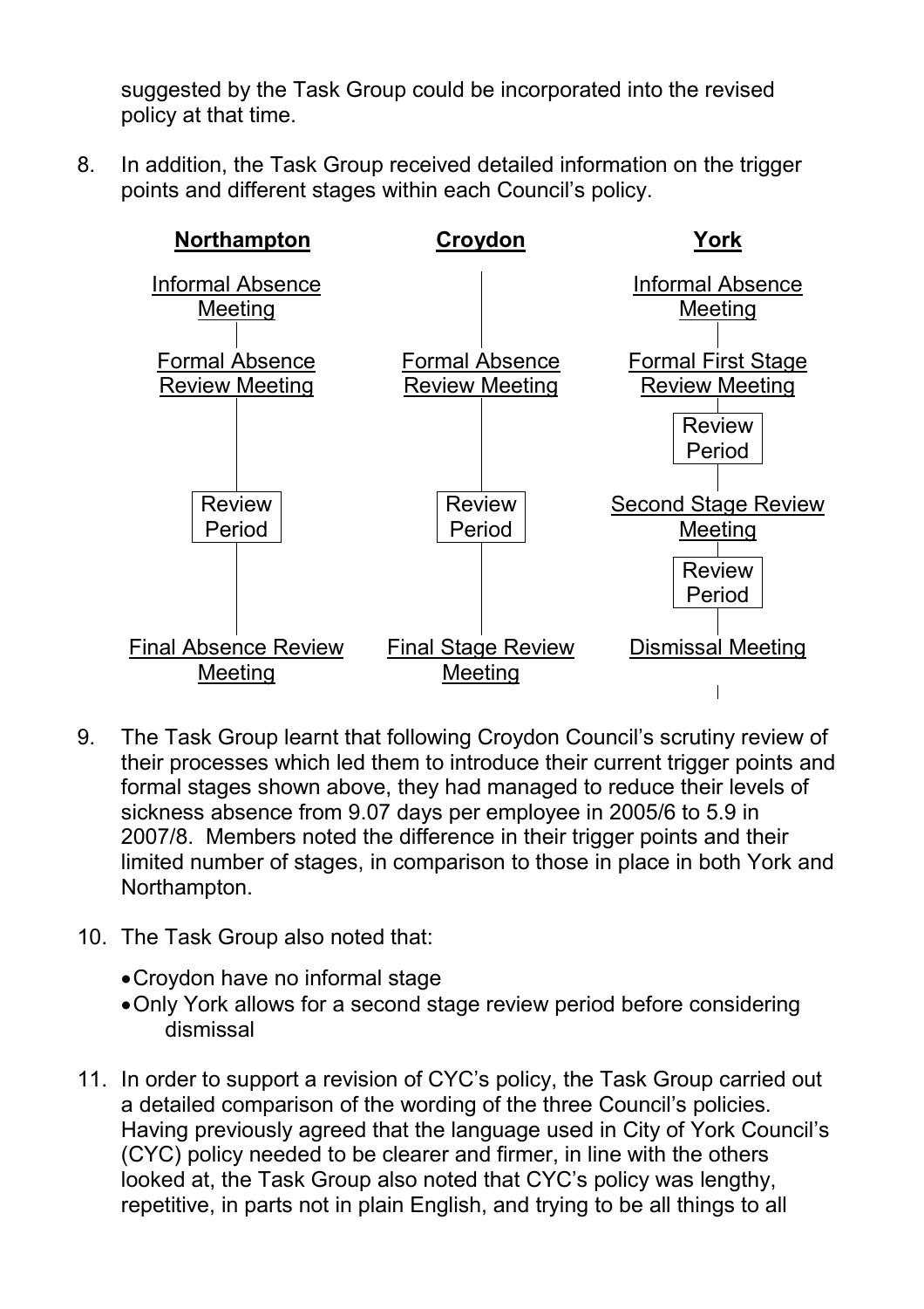suggested by the Task Group could be incorporated into the revised policy at that time.

8. In addition, the Task Group received detailed information on the trigger points and different stages within each Council's policy.

| Northampton | Croydon | York |
|---|---|---|
| Informal Absence Meeting | | Informal Absence Meeting |
| Formal Absence Review Meeting | Formal Absence Review Meeting | Formal First Stage Review Meeting |
| | | Review Period |
| Review Period | Review Period | Second Stage Review Meeting |
| | | Review Period |
| Final Absence Review Meeting | Final Stage Review Meeting | Dismissal Meeting |

9. The Task Group learnt that following Croydon Council's scrutiny review of their processes which led them to introduce their current trigger points and formal stages shown above, they had managed to reduce their levels of sickness absence from 9.07 days per employee in 2005/6 to 5.9 in 2007/8. Members noted the difference in their trigger points and their limited number of stages, in comparison to those in place in both York and Northampton.

10. The Task Group also noted that:

- Croydon have no informal stage
- Only York allows for a second stage review period before considering dismissal

11. In order to support a revision of CYC's policy, the Task Group carried out a detailed comparison of the wording of the three Council's policies. Having previously agreed that the language used in City of York Council's (CYC) policy needed to be clearer and firmer, in line with the others looked at, the Task Group also noted that CYC's policy was lengthy, repetitive, in parts not in plain English, and trying to be all things to all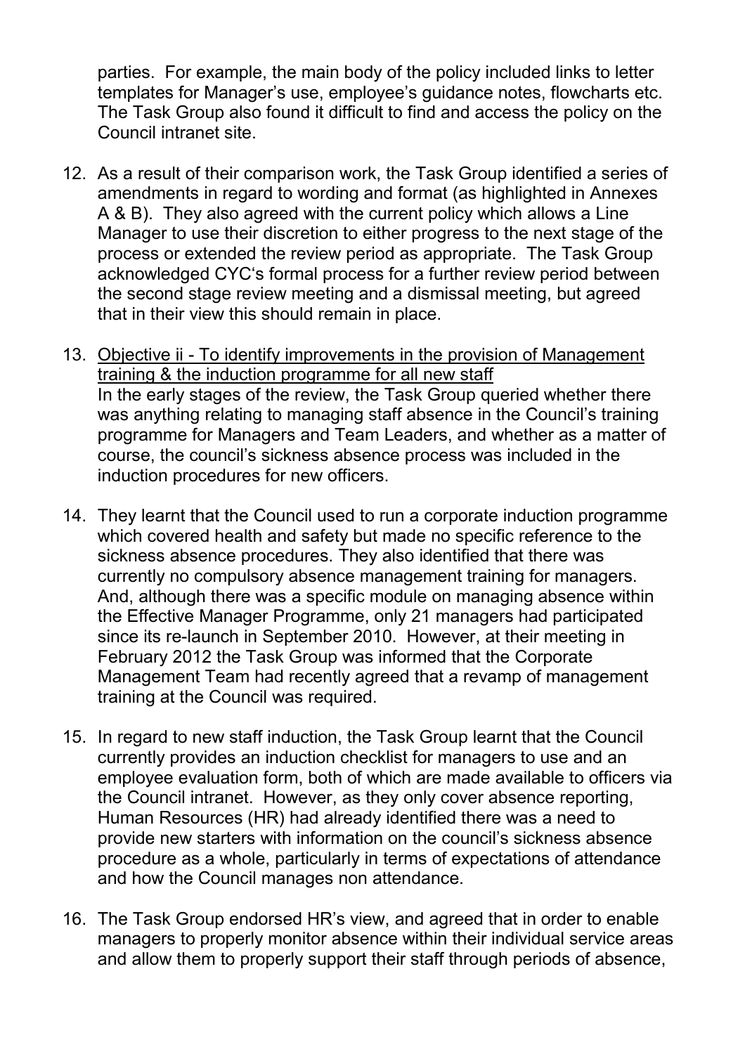parties. For example, the main body of the policy included links to letter templates for Manager's use, employee's guidance notes, flowcharts etc. The Task Group also found it difficult to find and access the policy on the Council intranet site.

12. As a result of their comparison work, the Task Group identified a series of amendments in regard to wording and format (as highlighted in Annexes A & B). They also agreed with the current policy which allows a Line Manager to use their discretion to either progress to the next stage of the process or extended the review period as appropriate. The Task Group acknowledged CYC's formal process for a further review period between the second stage review meeting and a dismissal meeting, but agreed that in their view this should remain in place.

13. <u>Objective ii - To identify improvements in the provision of Management training & the induction programme for all new staff</u>
In the early stages of the review, the Task Group queried whether there was anything relating to managing staff absence in the Council's training programme for Managers and Team Leaders, and whether as a matter of course, the council's sickness absence process was included in the induction procedures for new officers.

14. They learnt that the Council used to run a corporate induction programme which covered health and safety but made no specific reference to the sickness absence procedures. They also identified that there was currently no compulsory absence management training for managers. And, although there was a specific module on managing absence within the Effective Manager Programme, only 21 managers had participated since its re-launch in September 2010. However, at their meeting in February 2012 the Task Group was informed that the Corporate Management Team had recently agreed that a revamp of management training at the Council was required.

15. In regard to new staff induction, the Task Group learnt that the Council currently provides an induction checklist for managers to use and an employee evaluation form, both of which are made available to officers via the Council intranet. However, as they only cover absence reporting, Human Resources (HR) had already identified there was a need to provide new starters with information on the council's sickness absence procedure as a whole, particularly in terms of expectations of attendance and how the Council manages non attendance.

16. The Task Group endorsed HR's view, and agreed that in order to enable managers to properly monitor absence within their individual service areas and allow them to properly support their staff through periods of absence,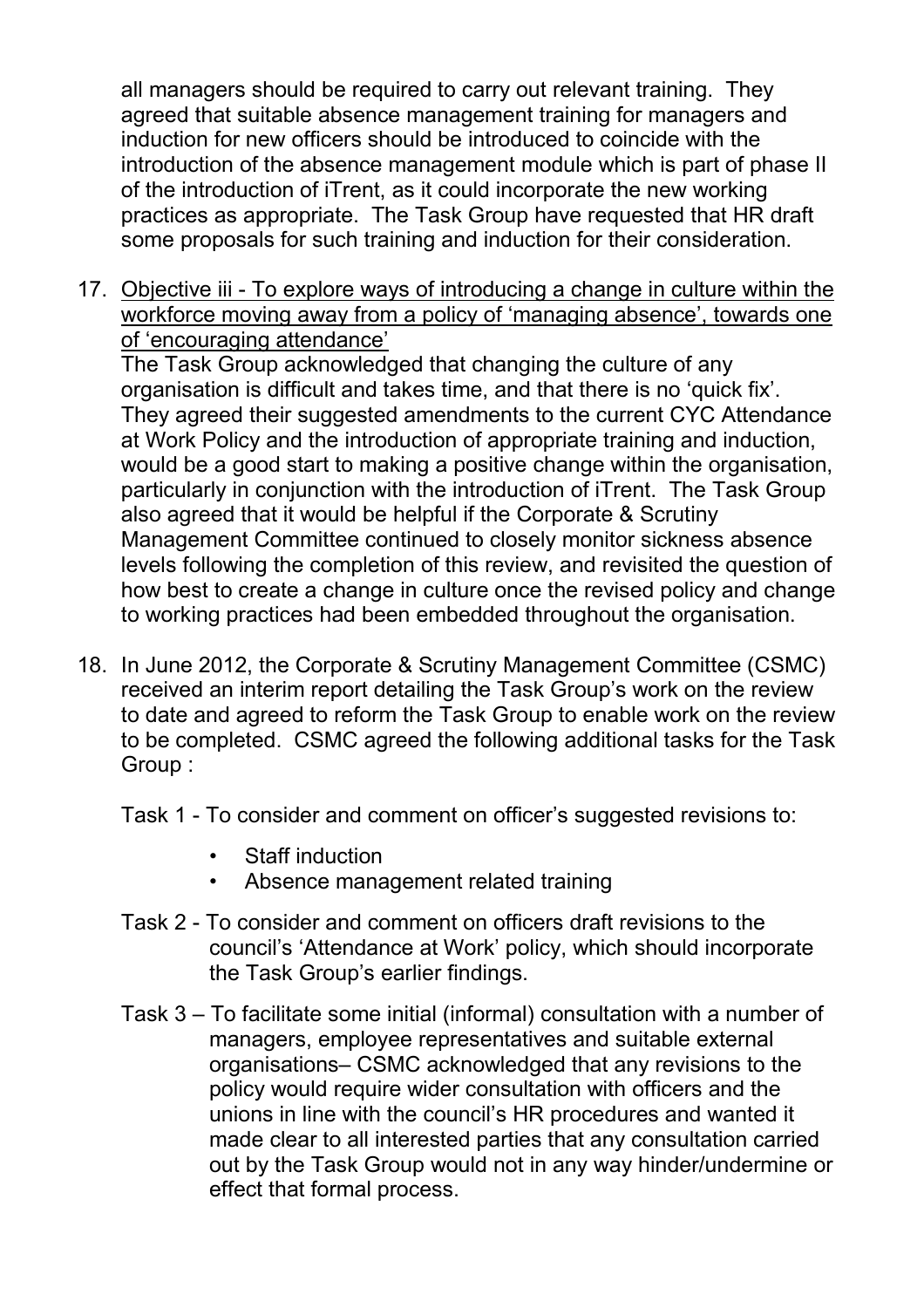all managers should be required to carry out relevant training. They agreed that suitable absence management training for managers and induction for new officers should be introduced to coincide with the introduction of the absence management module which is part of phase II of the introduction of iTrent, as it could incorporate the new working practices as appropriate. The Task Group have requested that HR draft some proposals for such training and induction for their consideration.

17. <u>Objective iii - To explore ways of introducing a change in culture within the workforce moving away from a policy of 'managing absence', towards one of 'encouraging attendance'</u>

    The Task Group acknowledged that changing the culture of any organisation is difficult and takes time, and that there is no 'quick fix'. They agreed their suggested amendments to the current CYC Attendance at Work Policy and the introduction of appropriate training and induction, would be a good start to making a positive change within the organisation, particularly in conjunction with the introduction of iTrent. The Task Group also agreed that it would be helpful if the Corporate & Scrutiny Management Committee continued to closely monitor sickness absence levels following the completion of this review, and revisited the question of how best to create a change in culture once the revised policy and change to working practices had been embedded throughout the organisation.

18. In June 2012, the Corporate & Scrutiny Management Committee (CSMC) received an interim report detailing the Task Group's work on the review to date and agreed to reform the Task Group to enable work on the review to be completed. CSMC agreed the following additional tasks for the Task Group :

    Task 1 - To consider and comment on officer's suggested revisions to:

    - Staff induction
    - Absence management related training

    Task 2 - To consider and comment on officers draft revisions to the council's 'Attendance at Work' policy, which should incorporate the Task Group's earlier findings.

    Task 3 – To facilitate some initial (informal) consultation with a number of managers, employee representatives and suitable external organisations– CSMC acknowledged that any revisions to the policy would require wider consultation with officers and the unions in line with the council's HR procedures and wanted it made clear to all interested parties that any consultation carried out by the Task Group would not in any way hinder/undermine or effect that formal process.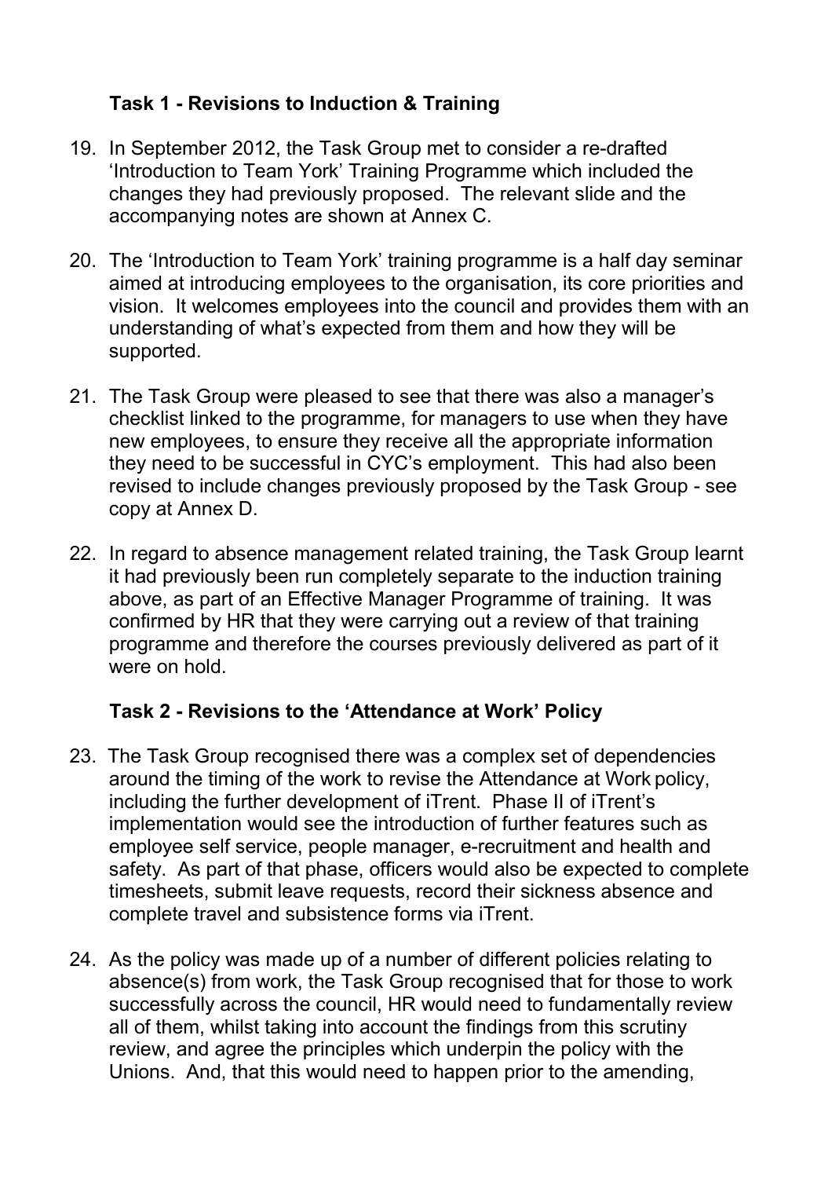### Task 1 - Revisions to Induction & Training

19. In September 2012, the Task Group met to consider a re-drafted 'Introduction to Team York' Training Programme which included the changes they had previously proposed. The relevant slide and the accompanying notes are shown at Annex C.

20. The 'Introduction to Team York' training programme is a half day seminar aimed at introducing employees to the organisation, its core priorities and vision. It welcomes employees into the council and provides them with an understanding of what's expected from them and how they will be supported.

21. The Task Group were pleased to see that there was also a manager's checklist linked to the programme, for managers to use when they have new employees, to ensure they receive all the appropriate information they need to be successful in CYC's employment. This had also been revised to include changes previously proposed by the Task Group - see copy at Annex D.

22. In regard to absence management related training, the Task Group learnt it had previously been run completely separate to the induction training above, as part of an Effective Manager Programme of training. It was confirmed by HR that they were carrying out a review of that training programme and therefore the courses previously delivered as part of it were on hold.

### Task 2 - Revisions to the 'Attendance at Work' Policy

23. The Task Group recognised there was a complex set of dependencies around the timing of the work to revise the Attendance at Work policy, including the further development of iTrent. Phase II of iTrent's implementation would see the introduction of further features such as employee self service, people manager, e-recruitment and health and safety. As part of that phase, officers would also be expected to complete timesheets, submit leave requests, record their sickness absence and complete travel and subsistence forms via iTrent.

24. As the policy was made up of a number of different policies relating to absence(s) from work, the Task Group recognised that for those to work successfully across the council, HR would need to fundamentally review all of them, whilst taking into account the findings from this scrutiny review, and agree the principles which underpin the policy with the Unions. And, that this would need to happen prior to the amending,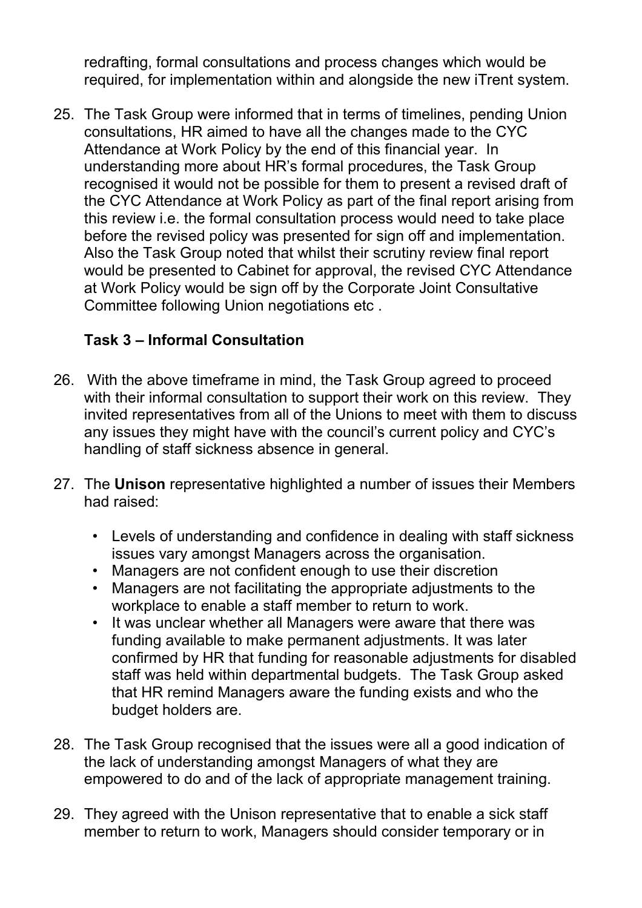redrafting, formal consultations and process changes which would be required, for implementation within and alongside the new iTrent system.

25. The Task Group were informed that in terms of timelines, pending Union consultations, HR aimed to have all the changes made to the CYC Attendance at Work Policy by the end of this financial year. In understanding more about HR's formal procedures, the Task Group recognised it would not be possible for them to present a revised draft of the CYC Attendance at Work Policy as part of the final report arising from this review i.e. the formal consultation process would need to take place before the revised policy was presented for sign off and implementation. Also the Task Group noted that whilst their scrutiny review final report would be presented to Cabinet for approval, the revised CYC Attendance at Work Policy would be sign off by the Corporate Joint Consultative Committee following Union negotiations etc .

### Task 3 – Informal Consultation

26. With the above timeframe in mind, the Task Group agreed to proceed with their informal consultation to support their work on this review. They invited representatives from all of the Unions to meet with them to discuss any issues they might have with the council's current policy and CYC's handling of staff sickness absence in general.

27. The **Unison** representative highlighted a number of issues their Members had raised:

    - Levels of understanding and confidence in dealing with staff sickness issues vary amongst Managers across the organisation.
    - Managers are not confident enough to use their discretion
    - Managers are not facilitating the appropriate adjustments to the workplace to enable a staff member to return to work.
    - It was unclear whether all Managers were aware that there was funding available to make permanent adjustments. It was later confirmed by HR that funding for reasonable adjustments for disabled staff was held within departmental budgets. The Task Group asked that HR remind Managers aware the funding exists and who the budget holders are.

28. The Task Group recognised that the issues were all a good indication of the lack of understanding amongst Managers of what they are empowered to do and of the lack of appropriate management training.

29. They agreed with the Unison representative that to enable a sick staff member to return to work, Managers should consider temporary or in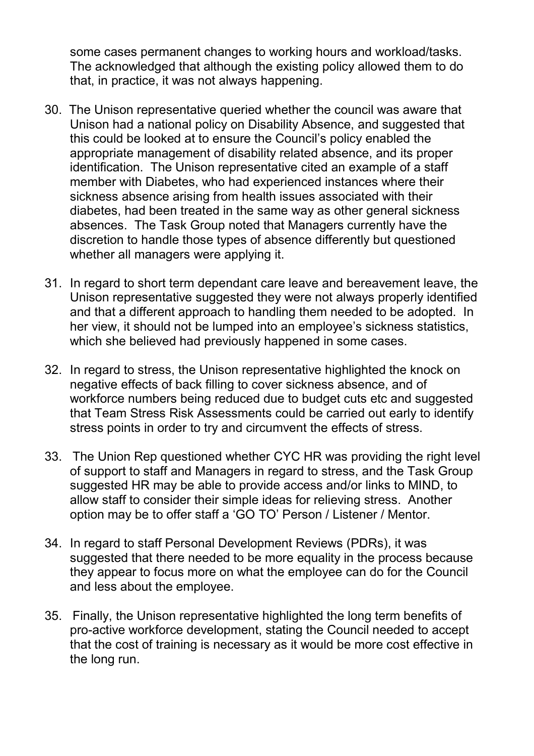some cases permanent changes to working hours and workload/tasks. The acknowledged that although the existing policy allowed them to do that, in practice, it was not always happening.

30. The Unison representative queried whether the council was aware that Unison had a national policy on Disability Absence, and suggested that this could be looked at to ensure the Council's policy enabled the appropriate management of disability related absence, and its proper identification. The Unison representative cited an example of a staff member with Diabetes, who had experienced instances where their sickness absence arising from health issues associated with their diabetes, had been treated in the same way as other general sickness absences. The Task Group noted that Managers currently have the discretion to handle those types of absence differently but questioned whether all managers were applying it.

31. In regard to short term dependant care leave and bereavement leave, the Unison representative suggested they were not always properly identified and that a different approach to handling them needed to be adopted. In her view, it should not be lumped into an employee's sickness statistics, which she believed had previously happened in some cases.

32. In regard to stress, the Unison representative highlighted the knock on negative effects of back filling to cover sickness absence, and of workforce numbers being reduced due to budget cuts etc and suggested that Team Stress Risk Assessments could be carried out early to identify stress points in order to try and circumvent the effects of stress.

33. The Union Rep questioned whether CYC HR was providing the right level of support to staff and Managers in regard to stress, and the Task Group suggested HR may be able to provide access and/or links to MIND, to allow staff to consider their simple ideas for relieving stress. Another option may be to offer staff a 'GO TO' Person / Listener / Mentor.

34. In regard to staff Personal Development Reviews (PDRs), it was suggested that there needed to be more equality in the process because they appear to focus more on what the employee can do for the Council and less about the employee.

35. Finally, the Unison representative highlighted the long term benefits of pro-active workforce development, stating the Council needed to accept that the cost of training is necessary as it would be more cost effective in the long run.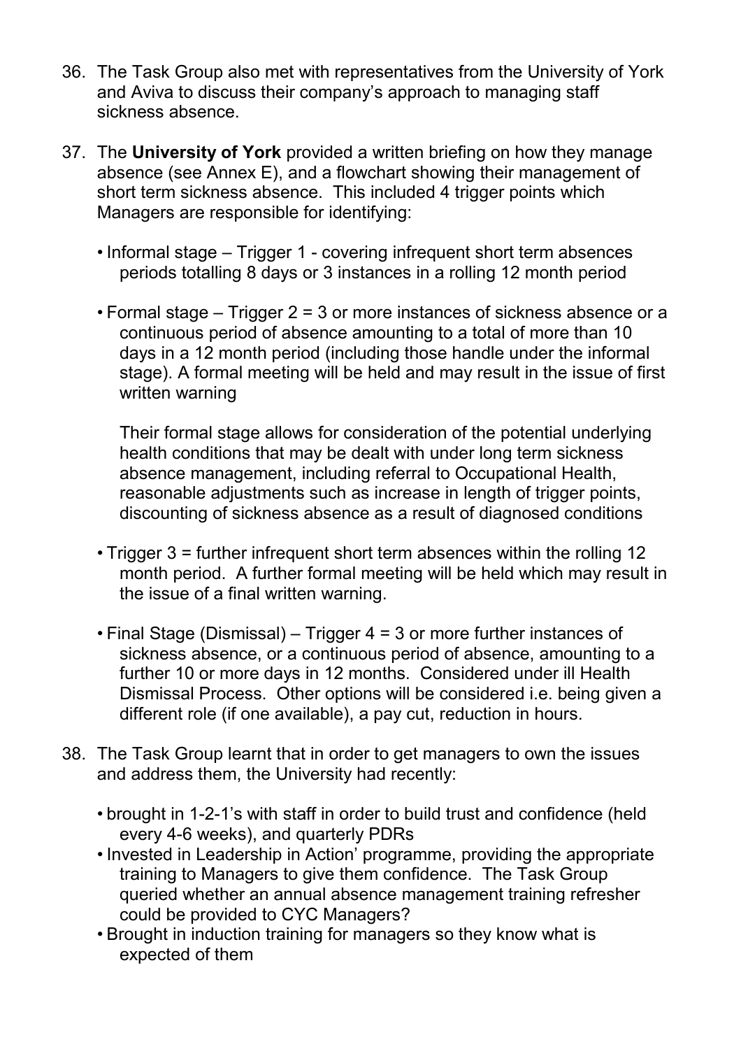36. The Task Group also met with representatives from the University of York and Aviva to discuss their company's approach to managing staff sickness absence.

37. The **University of York** provided a written briefing on how they manage absence (see Annex E), and a flowchart showing their management of short term sickness absence. This included 4 trigger points which Managers are responsible for identifying:

    - Informal stage – Trigger 1 - covering infrequent short term absences periods totalling 8 days or 3 instances in a rolling 12 month period

    - Formal stage – Trigger 2 = 3 or more instances of sickness absence or a continuous period of absence amounting to a total of more than 10 days in a 12 month period (including those handle under the informal stage). A formal meeting will be held and may result in the issue of first written warning

      Their formal stage allows for consideration of the potential underlying health conditions that may be dealt with under long term sickness absence management, including referral to Occupational Health, reasonable adjustments such as increase in length of trigger points, discounting of sickness absence as a result of diagnosed conditions

    - Trigger 3 = further infrequent short term absences within the rolling 12 month period. A further formal meeting will be held which may result in the issue of a final written warning.

    - Final Stage (Dismissal) – Trigger 4 = 3 or more further instances of sickness absence, or a continuous period of absence, amounting to a further 10 or more days in 12 months. Considered under ill Health Dismissal Process. Other options will be considered i.e. being given a different role (if one available), a pay cut, reduction in hours.

38. The Task Group learnt that in order to get managers to own the issues and address them, the University had recently:

    - brought in 1-2-1's with staff in order to build trust and confidence (held every 4-6 weeks), and quarterly PDRs
    - Invested in Leadership in Action' programme, providing the appropriate training to Managers to give them confidence. The Task Group queried whether an annual absence management training refresher could be provided to CYC Managers?
    - Brought in induction training for managers so they know what is expected of them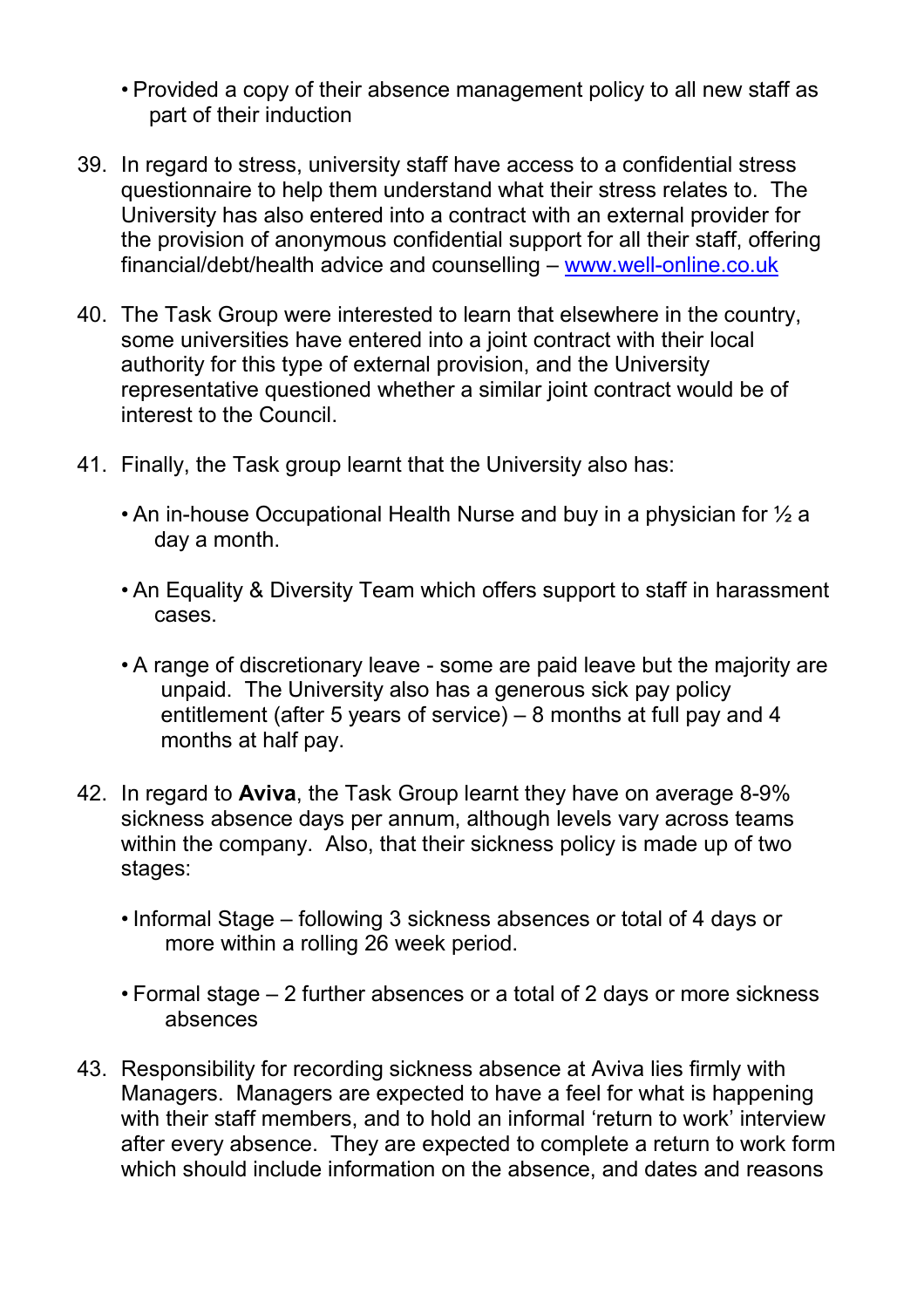- Provided a copy of their absence management policy to all new staff as part of their induction

39. In regard to stress, university staff have access to a confidential stress questionnaire to help them understand what their stress relates to. The University has also entered into a contract with an external provider for the provision of anonymous confidential support for all their staff, offering financial/debt/health advice and counselling – [www.well-online.co.uk](http://www.well-online.co.uk)

40. The Task Group were interested to learn that elsewhere in the country, some universities have entered into a joint contract with their local authority for this type of external provision, and the University representative questioned whether a similar joint contract would be of interest to the Council.

41. Finally, the Task group learnt that the University also has:

    - An in-house Occupational Health Nurse and buy in a physician for ½ a day a month.

    - An Equality & Diversity Team which offers support to staff in harassment cases.

    - A range of discretionary leave - some are paid leave but the majority are unpaid. The University also has a generous sick pay policy entitlement (after 5 years of service) – 8 months at full pay and 4 months at half pay.

42. In regard to **Aviva**, the Task Group learnt they have on average 8-9% sickness absence days per annum, although levels vary across teams within the company. Also, that their sickness policy is made up of two stages:

    - Informal Stage – following 3 sickness absences or total of 4 days or more within a rolling 26 week period.

    - Formal stage – 2 further absences or a total of 2 days or more sickness absences

43. Responsibility for recording sickness absence at Aviva lies firmly with Managers. Managers are expected to have a feel for what is happening with their staff members, and to hold an informal 'return to work' interview after every absence. They are expected to complete a return to work form which should include information on the absence, and dates and reasons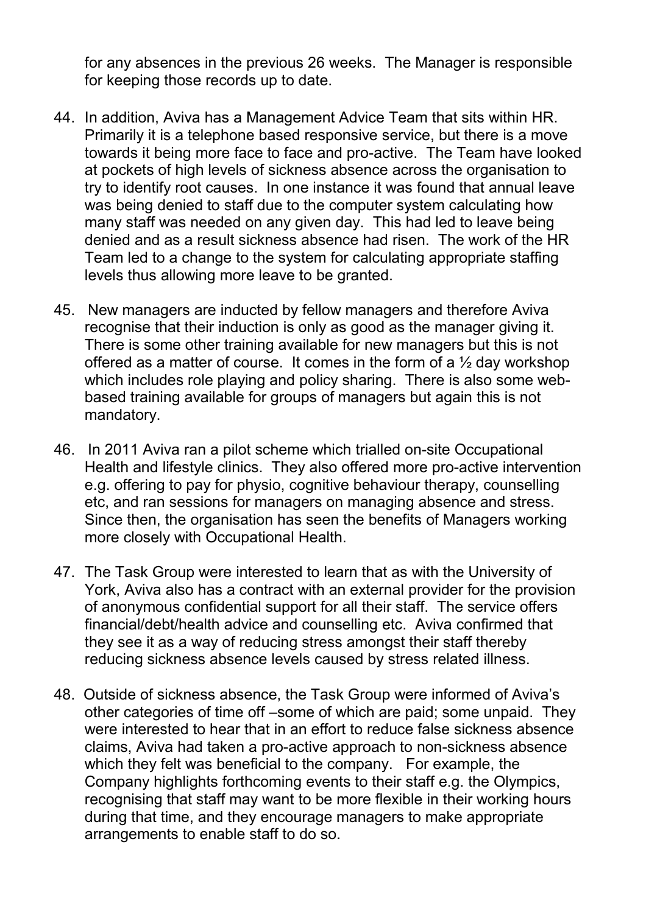for any absences in the previous 26 weeks. The Manager is responsible for keeping those records up to date.

44. In addition, Aviva has a Management Advice Team that sits within HR. Primarily it is a telephone based responsive service, but there is a move towards it being more face to face and pro-active. The Team have looked at pockets of high levels of sickness absence across the organisation to try to identify root causes. In one instance it was found that annual leave was being denied to staff due to the computer system calculating how many staff was needed on any given day. This had led to leave being denied and as a result sickness absence had risen. The work of the HR Team led to a change to the system for calculating appropriate staffing levels thus allowing more leave to be granted.

45. New managers are inducted by fellow managers and therefore Aviva recognise that their induction is only as good as the manager giving it. There is some other training available for new managers but this is not offered as a matter of course. It comes in the form of a ½ day workshop which includes role playing and policy sharing. There is also some web-based training available for groups of managers but again this is not mandatory.

46. In 2011 Aviva ran a pilot scheme which trialled on-site Occupational Health and lifestyle clinics. They also offered more pro-active intervention e.g. offering to pay for physio, cognitive behaviour therapy, counselling etc, and ran sessions for managers on managing absence and stress. Since then, the organisation has seen the benefits of Managers working more closely with Occupational Health.

47. The Task Group were interested to learn that as with the University of York, Aviva also has a contract with an external provider for the provision of anonymous confidential support for all their staff. The service offers financial/debt/health advice and counselling etc. Aviva confirmed that they see it as a way of reducing stress amongst their staff thereby reducing sickness absence levels caused by stress related illness.

48. Outside of sickness absence, the Task Group were informed of Aviva's other categories of time off –some of which are paid; some unpaid. They were interested to hear that in an effort to reduce false sickness absence claims, Aviva had taken a pro-active approach to non-sickness absence which they felt was beneficial to the company. For example, the Company highlights forthcoming events to their staff e.g. the Olympics, recognising that staff may want to be more flexible in their working hours during that time, and they encourage managers to make appropriate arrangements to enable staff to do so.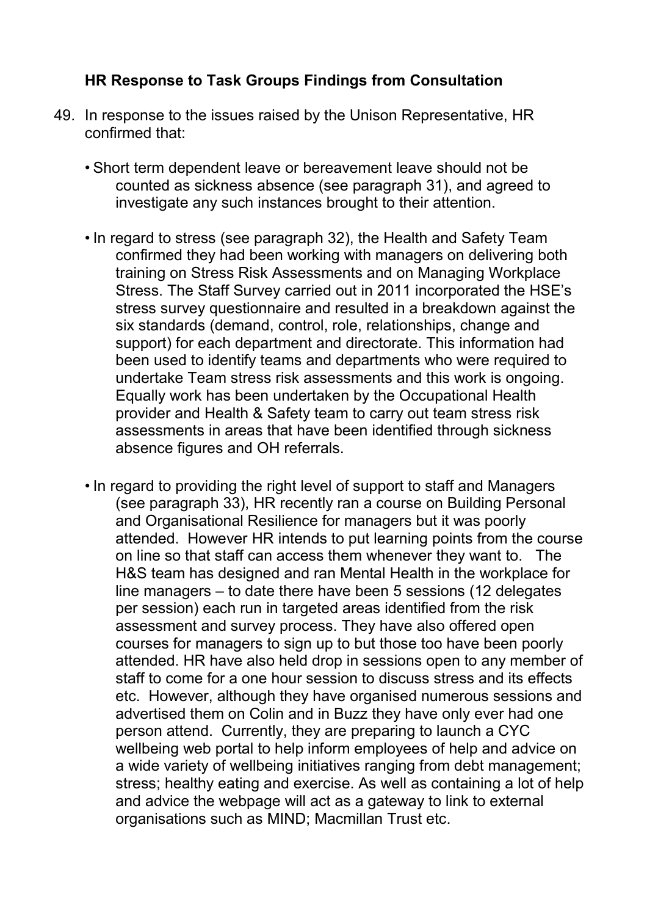### HR Response to Task Groups Findings from Consultation

49. In response to the issues raised by the Unison Representative, HR confirmed that:

    - Short term dependent leave or bereavement leave should not be counted as sickness absence (see paragraph 31), and agreed to investigate any such instances brought to their attention.

    - In regard to stress (see paragraph 32), the Health and Safety Team confirmed they had been working with managers on delivering both training on Stress Risk Assessments and on Managing Workplace Stress. The Staff Survey carried out in 2011 incorporated the HSE's stress survey questionnaire and resulted in a breakdown against the six standards (demand, control, role, relationships, change and support) for each department and directorate. This information had been used to identify teams and departments who were required to undertake Team stress risk assessments and this work is ongoing. Equally work has been undertaken by the Occupational Health provider and Health & Safety team to carry out team stress risk assessments in areas that have been identified through sickness absence figures and OH referrals.

    - In regard to providing the right level of support to staff and Managers (see paragraph 33), HR recently ran a course on Building Personal and Organisational Resilience for managers but it was poorly attended. However HR intends to put learning points from the course on line so that staff can access them whenever they want to. The H&S team has designed and ran Mental Health in the workplace for line managers – to date there have been 5 sessions (12 delegates per session) each run in targeted areas identified from the risk assessment and survey process. They have also offered open courses for managers to sign up to but those too have been poorly attended. HR have also held drop in sessions open to any member of staff to come for a one hour session to discuss stress and its effects etc. However, although they have organised numerous sessions and advertised them on Colin and in Buzz they have only ever had one person attend. Currently, they are preparing to launch a CYC wellbeing web portal to help inform employees of help and advice on a wide variety of wellbeing initiatives ranging from debt management; stress; healthy eating and exercise. As well as containing a lot of help and advice the webpage will act as a gateway to link to external organisations such as MIND; Macmillan Trust etc.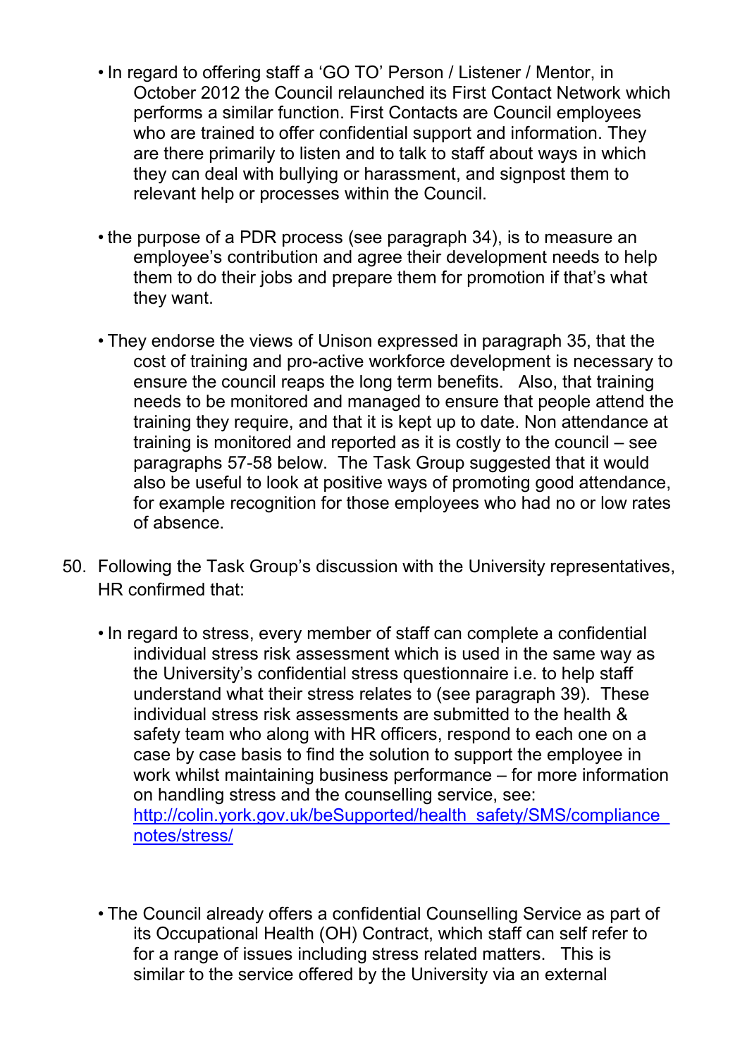- In regard to offering staff a 'GO TO' Person / Listener / Mentor, in October 2012 the Council relaunched its First Contact Network which performs a similar function. First Contacts are Council employees who are trained to offer confidential support and information. They are there primarily to listen and to talk to staff about ways in which they can deal with bullying or harassment, and signpost them to relevant help or processes within the Council.

- the purpose of a PDR process (see paragraph 34), is to measure an employee's contribution and agree their development needs to help them to do their jobs and prepare them for promotion if that's what they want.

- They endorse the views of Unison expressed in paragraph 35, that the cost of training and pro-active workforce development is necessary to ensure the council reaps the long term benefits. Also, that training needs to be monitored and managed to ensure that people attend the training they require, and that it is kept up to date. Non attendance at training is monitored and reported as it is costly to the council – see paragraphs 57-58 below. The Task Group suggested that it would also be useful to look at positive ways of promoting good attendance, for example recognition for those employees who had no or low rates of absence.

50. Following the Task Group's discussion with the University representatives, HR confirmed that:

    - In regard to stress, every member of staff can complete a confidential individual stress risk assessment which is used in the same way as the University's confidential stress questionnaire i.e. to help staff understand what their stress relates to (see paragraph 39). These individual stress risk assessments are submitted to the health & safety team who along with HR officers, respond to each one on a case by case basis to find the solution to support the employee in work whilst maintaining business performance – for more information on handling stress and the counselling service, see: [http://colin.york.gov.uk/beSupported/health_safety/SMS/compliance_notes/stress/](http://colin.york.gov.uk/beSupported/health_safety/SMS/compliance_notes/stress/)

    - The Council already offers a confidential Counselling Service as part of its Occupational Health (OH) Contract, which staff can self refer to for a range of issues including stress related matters. This is similar to the service offered by the University via an external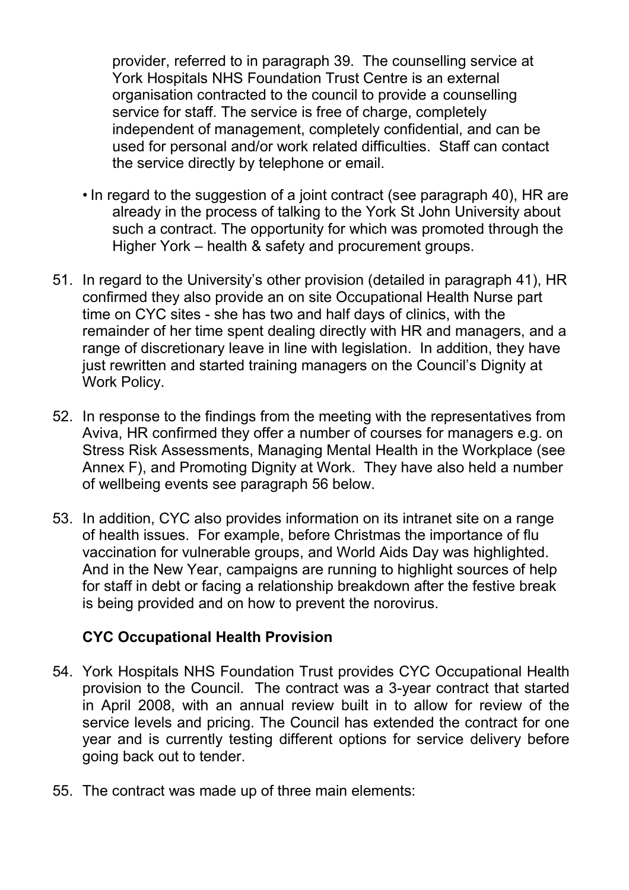provider, referred to in paragraph 39. The counselling service at York Hospitals NHS Foundation Trust Centre is an external organisation contracted to the council to provide a counselling service for staff. The service is free of charge, completely independent of management, completely confidential, and can be used for personal and/or work related difficulties. Staff can contact the service directly by telephone or email.

- In regard to the suggestion of a joint contract (see paragraph 40), HR are already in the process of talking to the York St John University about such a contract. The opportunity for which was promoted through the Higher York – health & safety and procurement groups.

51. In regard to the University's other provision (detailed in paragraph 41), HR confirmed they also provide an on site Occupational Health Nurse part time on CYC sites - she has two and half days of clinics, with the remainder of her time spent dealing directly with HR and managers, and a range of discretionary leave in line with legislation. In addition, they have just rewritten and started training managers on the Council's Dignity at Work Policy.

52. In response to the findings from the meeting with the representatives from Aviva, HR confirmed they offer a number of courses for managers e.g. on Stress Risk Assessments, Managing Mental Health in the Workplace (see Annex F), and Promoting Dignity at Work. They have also held a number of wellbeing events see paragraph 56 below.

53. In addition, CYC also provides information on its intranet site on a range of health issues. For example, before Christmas the importance of flu vaccination for vulnerable groups, and World Aids Day was highlighted. And in the New Year, campaigns are running to highlight sources of help for staff in debt or facing a relationship breakdown after the festive break is being provided and on how to prevent the norovirus.

### CYC Occupational Health Provision

54. York Hospitals NHS Foundation Trust provides CYC Occupational Health provision to the Council. The contract was a 3-year contract that started in April 2008, with an annual review built in to allow for review of the service levels and pricing. The Council has extended the contract for one year and is currently testing different options for service delivery before going back out to tender.

55. The contract was made up of three main elements: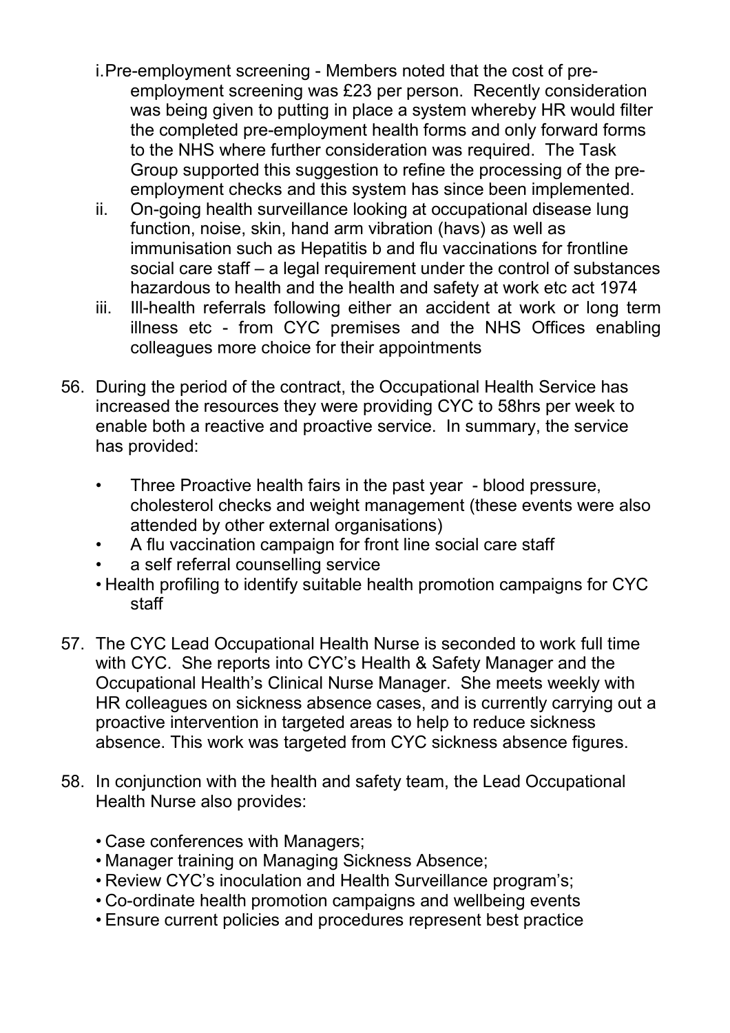i. Pre-employment screening - Members noted that the cost of pre-employment screening was £23 per person. Recently consideration was being given to putting in place a system whereby HR would filter the completed pre-employment health forms and only forward forms to the NHS where further consideration was required. The Task Group supported this suggestion to refine the processing of the pre-employment checks and this system has since been implemented.

ii. On-going health surveillance looking at occupational disease lung function, noise, skin, hand arm vibration (havs) as well as immunisation such as Hepatitis b and flu vaccinations for frontline social care staff – a legal requirement under the control of substances hazardous to health and the health and safety at work etc act 1974

iii. Ill-health referrals following either an accident at work or long term illness etc - from CYC premises and the NHS Offices enabling colleagues more choice for their appointments

56. During the period of the contract, the Occupational Health Service has increased the resources they were providing CYC to 58hrs per week to enable both a reactive and proactive service. In summary, the service has provided:

    - Three Proactive health fairs in the past year - blood pressure, cholesterol checks and weight management (these events were also attended by other external organisations)
    - A flu vaccination campaign for front line social care staff
    - a self referral counselling service
    - Health profiling to identify suitable health promotion campaigns for CYC staff

57. The CYC Lead Occupational Health Nurse is seconded to work full time with CYC. She reports into CYC's Health & Safety Manager and the Occupational Health's Clinical Nurse Manager. She meets weekly with HR colleagues on sickness absence cases, and is currently carrying out a proactive intervention in targeted areas to help to reduce sickness absence. This work was targeted from CYC sickness absence figures.

58. In conjunction with the health and safety team, the Lead Occupational Health Nurse also provides:

    - Case conferences with Managers;
    - Manager training on Managing Sickness Absence;
    - Review CYC's inoculation and Health Surveillance program's;
    - Co-ordinate health promotion campaigns and wellbeing events
    - Ensure current policies and procedures represent best practice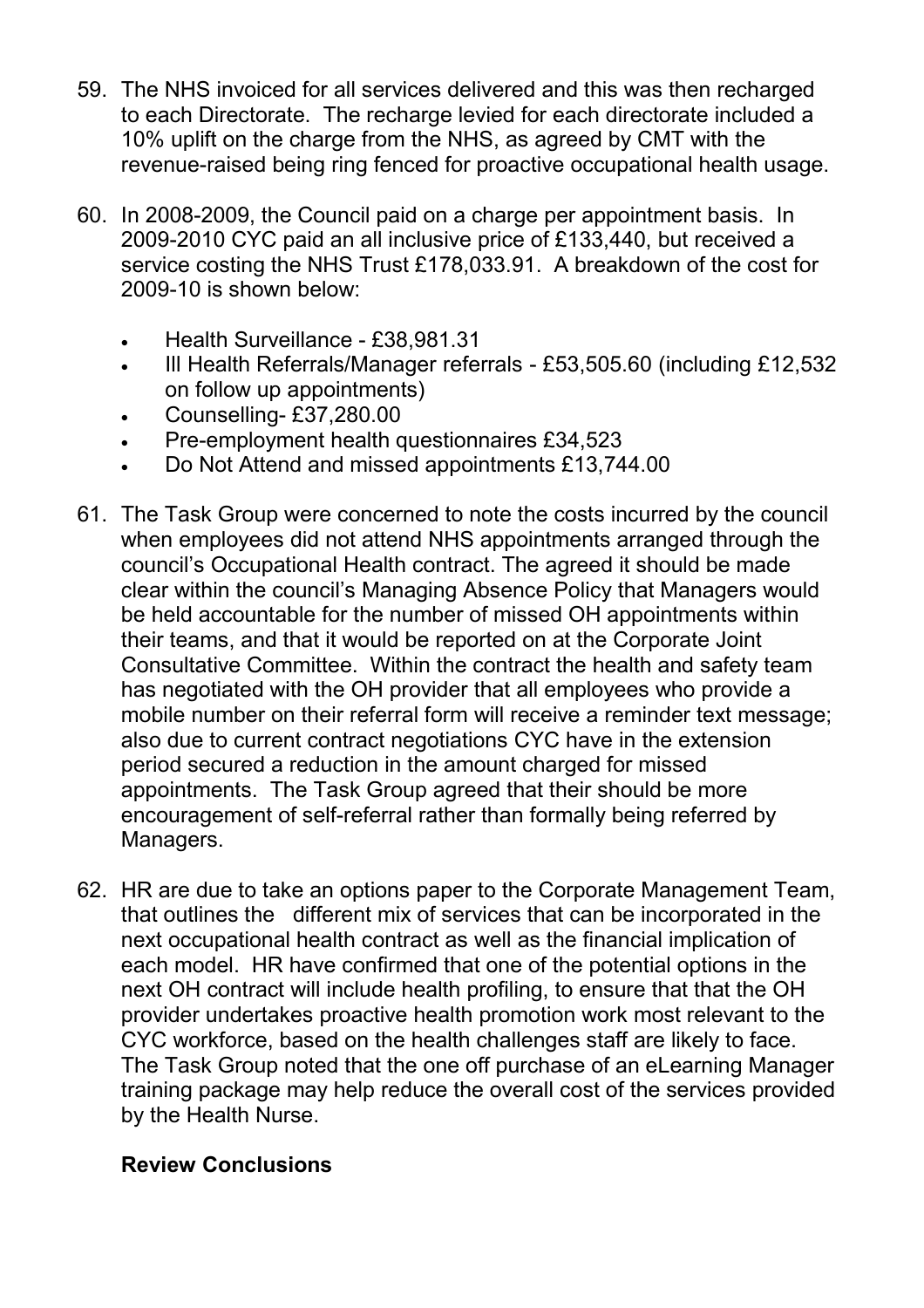59. The NHS invoiced for all services delivered and this was then recharged to each Directorate. The recharge levied for each directorate included a 10% uplift on the charge from the NHS, as agreed by CMT with the revenue-raised being ring fenced for proactive occupational health usage.

60. In 2008-2009, the Council paid on a charge per appointment basis. In 2009-2010 CYC paid an all inclusive price of £133,440, but received a service costing the NHS Trust £178,033.91. A breakdown of the cost for 2009-10 is shown below:

    - Health Surveillance - £38,981.31
    - Ill Health Referrals/Manager referrals - £53,505.60 (including £12,532 on follow up appointments)
    - Counselling- £37,280.00
    - Pre-employment health questionnaires £34,523
    - Do Not Attend and missed appointments £13,744.00

61. The Task Group were concerned to note the costs incurred by the council when employees did not attend NHS appointments arranged through the council's Occupational Health contract. The agreed it should be made clear within the council's Managing Absence Policy that Managers would be held accountable for the number of missed OH appointments within their teams, and that it would be reported on at the Corporate Joint Consultative Committee. Within the contract the health and safety team has negotiated with the OH provider that all employees who provide a mobile number on their referral form will receive a reminder text message; also due to current contract negotiations CYC have in the extension period secured a reduction in the amount charged for missed appointments. The Task Group agreed that their should be more encouragement of self-referral rather than formally being referred by Managers.

62. HR are due to take an options paper to the Corporate Management Team, that outlines the different mix of services that can be incorporated in the next occupational health contract as well as the financial implication of each model. HR have confirmed that one of the potential options in the next OH contract will include health profiling, to ensure that that the OH provider undertakes proactive health promotion work most relevant to the CYC workforce, based on the health challenges staff are likely to face. The Task Group noted that the one off purchase of an eLearning Manager training package may help reduce the overall cost of the services provided by the Health Nurse.

## Review Conclusions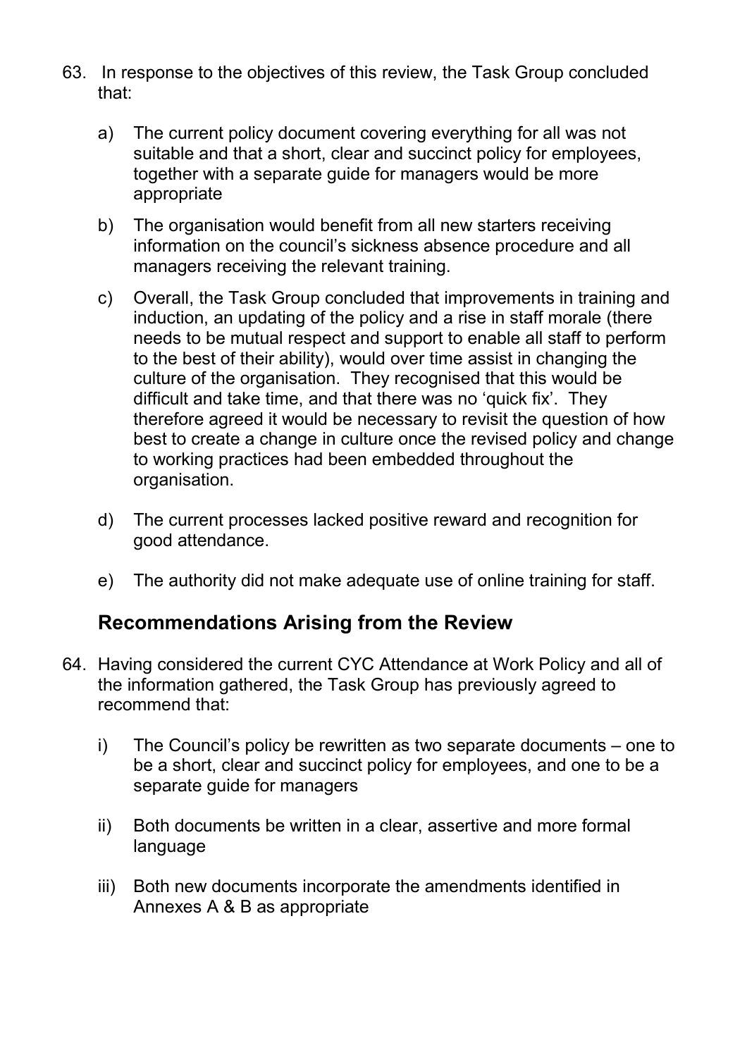63. In response to the objectives of this review, the Task Group concluded that:

    a) The current policy document covering everything for all was not suitable and that a short, clear and succinct policy for employees, together with a separate guide for managers would be more appropriate

    b) The organisation would benefit from all new starters receiving information on the council's sickness absence procedure and all managers receiving the relevant training.

    c) Overall, the Task Group concluded that improvements in training and induction, an updating of the policy and a rise in staff morale (there needs to be mutual respect and support to enable all staff to perform to the best of their ability), would over time assist in changing the culture of the organisation. They recognised that this would be difficult and take time, and that there was no 'quick fix'. They therefore agreed it would be necessary to revisit the question of how best to create a change in culture once the revised policy and change to working practices had been embedded throughout the organisation.

    d) The current processes lacked positive reward and recognition for good attendance.

    e) The authority did not make adequate use of online training for staff.

## Recommendations Arising from the Review

64. Having considered the current CYC Attendance at Work Policy and all of the information gathered, the Task Group has previously agreed to recommend that:

    i) The Council's policy be rewritten as two separate documents – one to be a short, clear and succinct policy for employees, and one to be a separate guide for managers

    ii) Both documents be written in a clear, assertive and more formal language

    iii) Both new documents incorporate the amendments identified in Annexes A & B as appropriate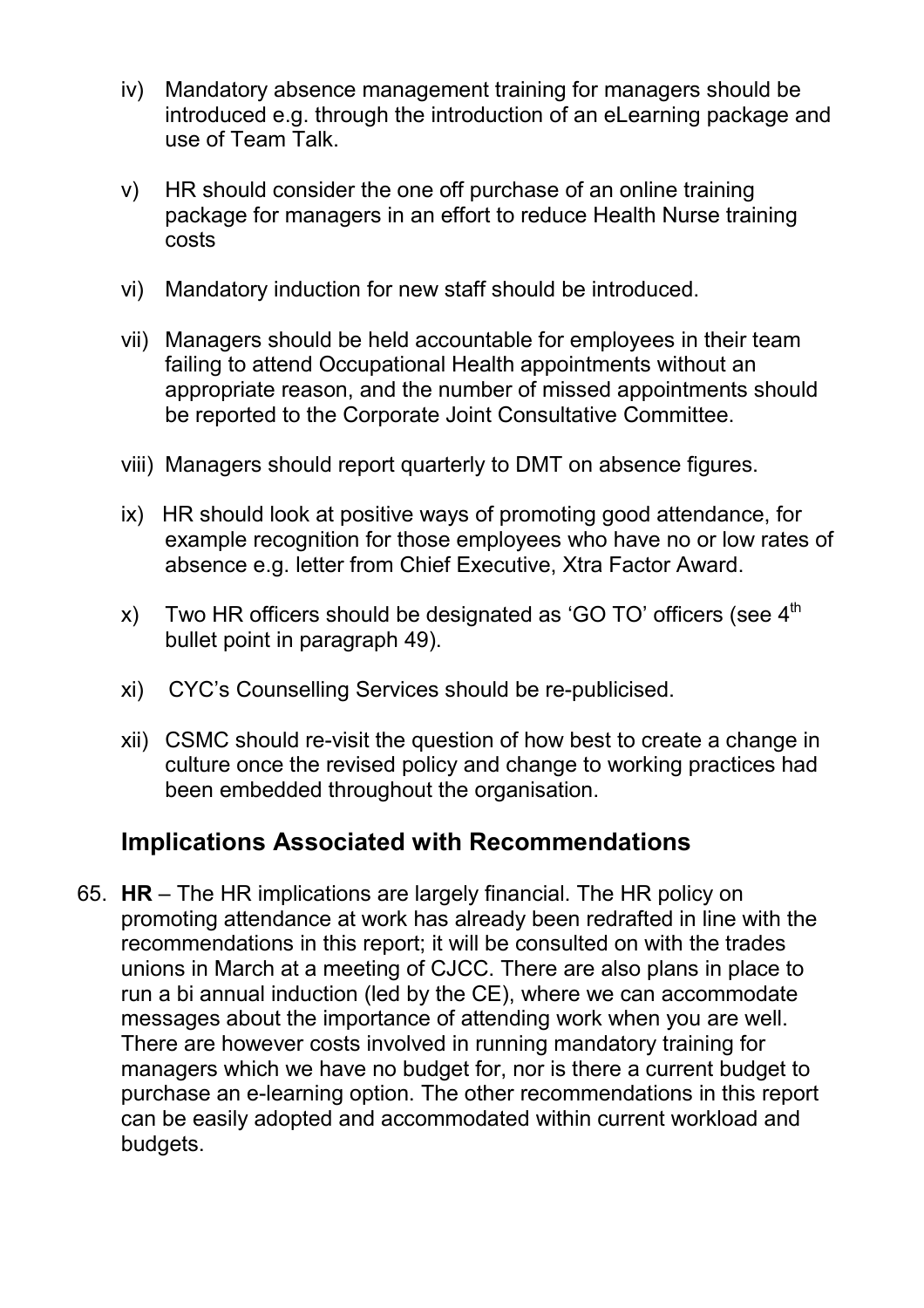iv) Mandatory absence management training for managers should be introduced e.g. through the introduction of an eLearning package and use of Team Talk.

v) HR should consider the one off purchase of an online training package for managers in an effort to reduce Health Nurse training costs

vi) Mandatory induction for new staff should be introduced.

vii) Managers should be held accountable for employees in their team failing to attend Occupational Health appointments without an appropriate reason, and the number of missed appointments should be reported to the Corporate Joint Consultative Committee.

viii) Managers should report quarterly to DMT on absence figures.

ix) HR should look at positive ways of promoting good attendance, for example recognition for those employees who have no or low rates of absence e.g. letter from Chief Executive, Xtra Factor Award.

x) Two HR officers should be designated as 'GO TO' officers (see 4th bullet point in paragraph 49).

xi) CYC's Counselling Services should be re-publicised.

xii) CSMC should re-visit the question of how best to create a change in culture once the revised policy and change to working practices had been embedded throughout the organisation.

## Implications Associated with Recommendations

65. **HR** – The HR implications are largely financial. The HR policy on promoting attendance at work has already been redrafted in line with the recommendations in this report; it will be consulted on with the trades unions in March at a meeting of CJCC. There are also plans in place to run a bi annual induction (led by the CE), where we can accommodate messages about the importance of attending work when you are well. There are however costs involved in running mandatory training for managers which we have no budget for, nor is there a current budget to purchase an e-learning option. The other recommendations in this report can be easily adopted and accommodated within current workload and budgets.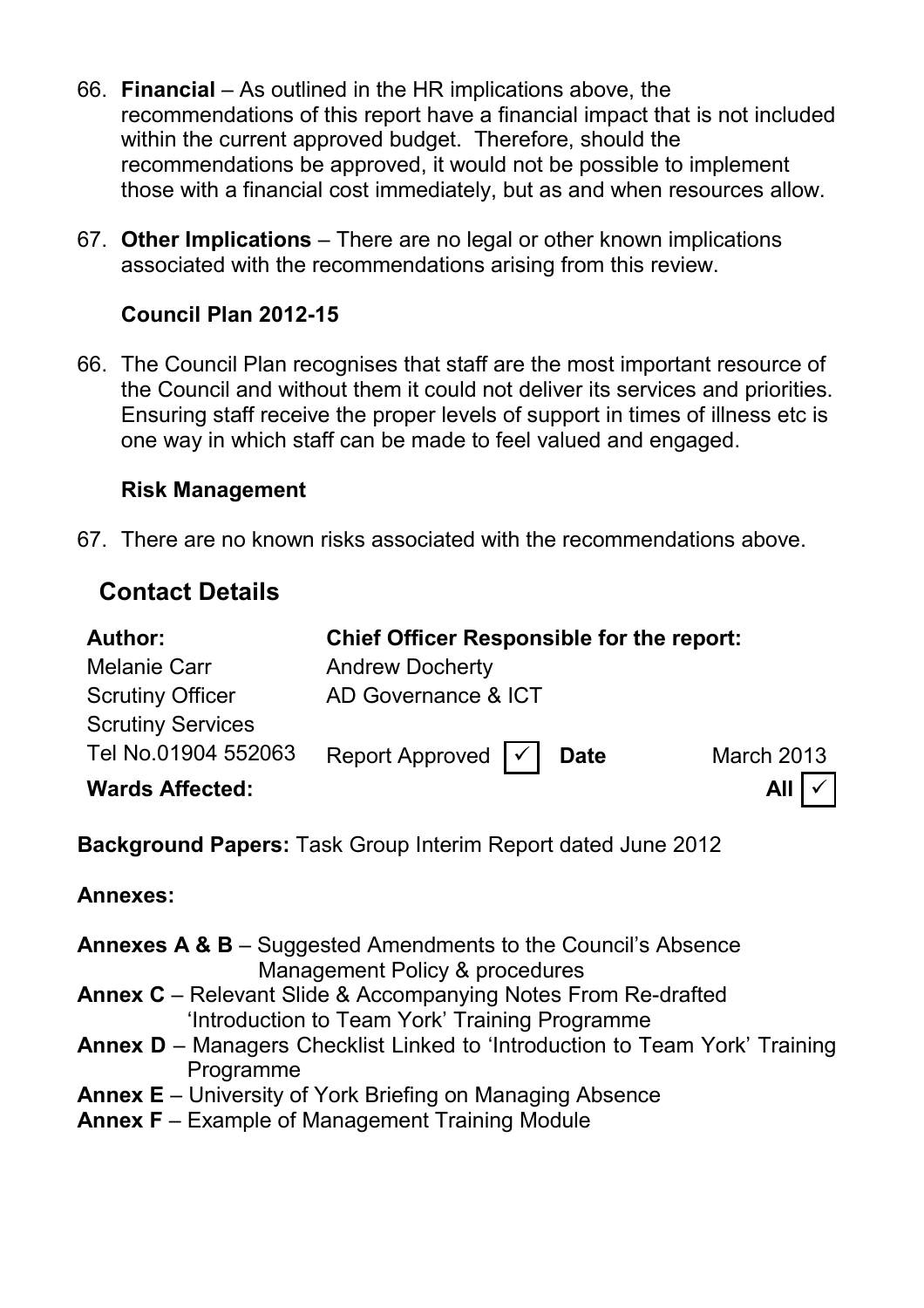66. **Financial** – As outlined in the HR implications above, the recommendations of this report have a financial impact that is not included within the current approved budget. Therefore, should the recommendations be approved, it would not be possible to implement those with a financial cost immediately, but as and when resources allow.

67. **Other Implications** – There are no legal or other known implications associated with the recommendations arising from this review.

### Council Plan 2012-15

66. The Council Plan recognises that staff are the most important resource of the Council and without them it could not deliver its services and priorities. Ensuring staff receive the proper levels of support in times of illness etc is one way in which staff can be made to feel valued and engaged.

### Risk Management

67. There are no known risks associated with the recommendations above.

## Contact Details

| **Author:** | **Chief Officer Responsible for the report:** | | |
|---|---|---|---|
| Melanie Carr | Andrew Docherty | | |
| Scrutiny Officer | AD Governance & ICT | | |
| Scrutiny Services | | | |
| Tel No.01904 552063 | Report Approved ✓ | **Date** | March 2013 |
| **Wards Affected:** | | | **All** ✓ |

**Background Papers:** Task Group Interim Report dated June 2012

**Annexes:**

**Annexes A & B** – Suggested Amendments to the Council's Absence Management Policy & procedures
**Annex C** – Relevant Slide & Accompanying Notes From Re-drafted 'Introduction to Team York' Training Programme
**Annex D** – Managers Checklist Linked to 'Introduction to Team York' Training Programme
**Annex E** – University of York Briefing on Managing Absence
**Annex F** – Example of Management Training Module